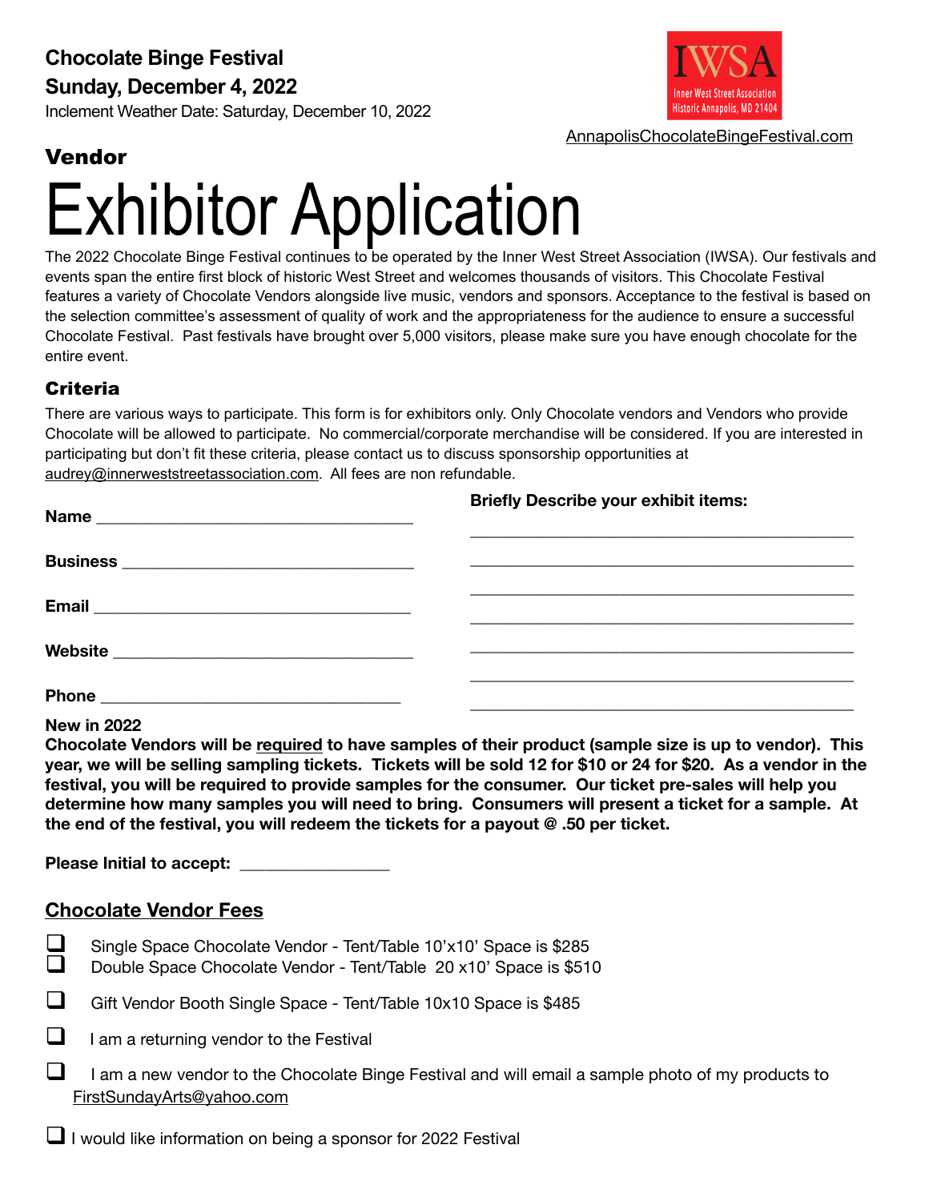**Chocolate Binge Festival**
**Sunday, December 4, 2022**
Inclement Weather Date: Saturday, December 10, 2022

IWSA
Inner West Street Association
Historic Annapolis, MD 21404

AnnapolisChocolateBingeFestival.com

## Vendor

# Exhibitor Application

The 2022 Chocolate Binge Festival continues to be operated by the Inner West Street Association (IWSA). Our festivals and events span the entire first block of historic West Street and welcomes thousands of visitors. This Chocolate Festival features a variety of Chocolate Vendors alongside live music, vendors and sponsors. Acceptance to the festival is based on the selection committee's assessment of quality of work and the appropriateness for the audience to ensure a successful Chocolate Festival. Past festivals have brought over 5,000 visitors, please make sure you have enough chocolate for the entire event.

### Criteria

There are various ways to participate. This form is for exhibitors only. Only Chocolate vendors and Vendors who provide Chocolate will be allowed to participate. No commercial/corporate merchandise will be considered. If you are interested in participating but don't fit these criteria, please contact us to discuss sponsorship opportunities at audrey@innerweststreetassociation.com. All fees are non refundable.

**Name** ___________________________________

**Business** ________________________________

**Email** ___________________________________

**Website** _________________________________

**Phone** _________________________________

**Briefly Describe your exhibit items:**

_____________________________________________

_____________________________________________

_____________________________________________

_____________________________________________

_____________________________________________

_____________________________________________

_____________________________________________

**New in 2022**
**Chocolate Vendors will be required to have samples of their product (sample size is up to vendor). This year, we will be selling sampling tickets. Tickets will be sold 12 for $10 or 24 for $20. As a vendor in the festival, you will be required to provide samples for the consumer. Our ticket pre-sales will help you determine how many samples you will need to bring. Consumers will present a ticket for a sample. At the end of the festival, you will redeem the tickets for a payout @ .50 per ticket.**

**Please Initial to accept:** ________________

## Chocolate Vendor Fees

- ☐ Single Space Chocolate Vendor - Tent/Table 10'x10' Space is $285
- ☐ Double Space Chocolate Vendor - Tent/Table 20 x10' Space is $510
- ☐ Gift Vendor Booth Single Space - Tent/Table 10x10 Space is $485
- ☐ I am a returning vendor to the Festival
- ☐ I am a new vendor to the Chocolate Binge Festival and will email a sample photo of my products to FirstSundayArts@yahoo.com
- ☐ I would like information on being a sponsor for 2022 Festival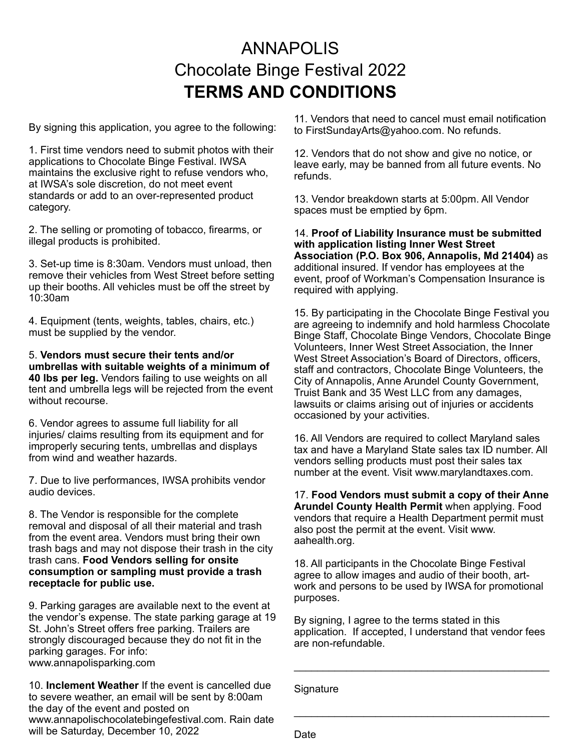# ANNAPOLIS
# Chocolate Binge Festival 2022
# TERMS AND CONDITIONS

By signing this application, you agree to the following:

1. First time vendors need to submit photos with their applications to Chocolate Binge Festival. IWSA maintains the exclusive right to refuse vendors who, at IWSA's sole discretion, do not meet event standards or add to an over-represented product category.

2. The selling or promoting of tobacco, firearms, or illegal products is prohibited.

3. Set-up time is 8:30am. Vendors must unload, then remove their vehicles from West Street before setting up their booths. All vehicles must be off the street by 10:30am

4. Equipment (tents, weights, tables, chairs, etc.) must be supplied by the vendor.

5. **Vendors must secure their tents and/or umbrellas with suitable weights of a minimum of 40 lbs per leg.** Vendors failing to use weights on all tent and umbrella legs will be rejected from the event without recourse.

6. Vendor agrees to assume full liability for all injuries/ claims resulting from its equipment and for improperly securing tents, umbrellas and displays from wind and weather hazards.

7. Due to live performances, IWSA prohibits vendor audio devices.

8. The Vendor is responsible for the complete removal and disposal of all their material and trash from the event area. Vendors must bring their own trash bags and may not dispose their trash in the city trash cans. **Food Vendors selling for onsite consumption or sampling must provide a trash receptacle for public use.**

9. Parking garages are available next to the event at the vendor's expense. The state parking garage at 19 St. John's Street offers free parking. Trailers are strongly discouraged because they do not fit in the parking garages. For info: www.annapolisparking.com

10. **Inclement Weather** If the event is cancelled due to severe weather, an email will be sent by 8:00am the day of the event and posted on www.annapolischocolatebingefestival.com. Rain date will be Saturday, December 10, 2022

11. Vendors that need to cancel must email notification to FirstSundayArts@yahoo.com. No refunds.

12. Vendors that do not show and give no notice, or leave early, may be banned from all future events. No refunds.

13. Vendor breakdown starts at 5:00pm. All Vendor spaces must be emptied by 6pm.

14. **Proof of Liability Insurance must be submitted with application listing Inner West Street Association (P.O. Box 906, Annapolis, Md 21404)** as additional insured. If vendor has employees at the event, proof of Workman's Compensation Insurance is required with applying.

15. By participating in the Chocolate Binge Festival you are agreeing to indemnify and hold harmless Chocolate Binge Staff, Chocolate Binge Vendors, Chocolate Binge Volunteers, Inner West Street Association, the Inner West Street Association's Board of Directors, officers, staff and contractors, Chocolate Binge Volunteers, the City of Annapolis, Anne Arundel County Government, Truist Bank and 35 West LLC from any damages, lawsuits or claims arising out of injuries or accidents occasioned by your activities.

16. All Vendors are required to collect Maryland sales tax and have a Maryland State sales tax ID number. All vendors selling products must post their sales tax number at the event. Visit www.marylandtaxes.com.

17. **Food Vendors must submit a copy of their Anne Arundel County Health Permit** when applying. Food vendors that require a Health Department permit must also post the permit at the event. Visit www.aahealth.org.

18. All participants in the Chocolate Binge Festival agree to allow images and audio of their booth, art-work and persons to be used by IWSA for promotional purposes.

By signing, I agree to the terms stated in this application. If accepted, I understand that vendor fees are non-refundable.

\_\_\_\_\_\_\_\_\_\_\_\_\_\_\_\_\_\_\_\_\_\_\_\_\_\_\_\_\_\_\_\_\_\_\_\_\_\_\_\_

Signature

\_\_\_\_\_\_\_\_\_\_\_\_\_\_\_\_\_\_\_\_\_\_\_\_\_\_\_\_\_\_\_\_\_\_\_\_\_\_\_\_

Date